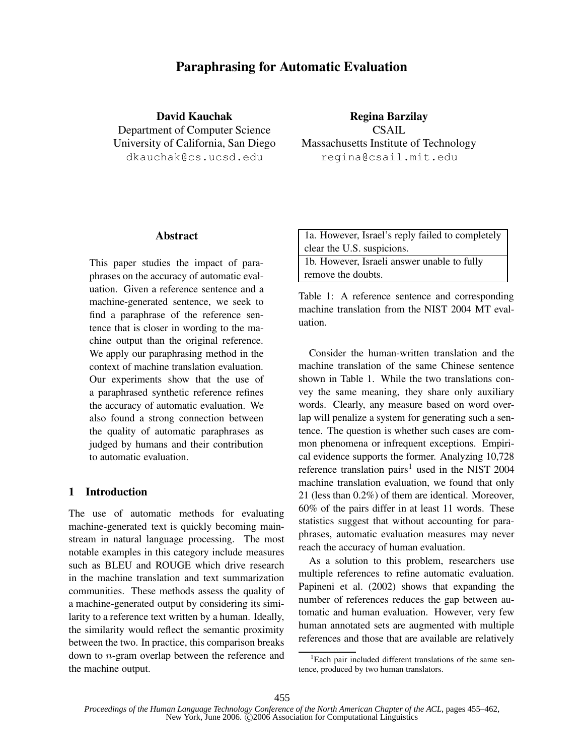# Paraphrasing for Automatic Evaluation

**David Kauchak**
Department of Computer Science
University of California, San Diego
dkauchak@cs.ucsd.edu

**Regina Barzilay**
CSAIL
Massachusetts Institute of Technology
regina@csail.mit.edu

## Abstract

This paper studies the impact of paraphrases on the accuracy of automatic evaluation. Given a reference sentence and a machine-generated sentence, we seek to find a paraphrase of the reference sentence that is closer in wording to the machine output than the original reference. We apply our paraphrasing method in the context of machine translation evaluation. Our experiments show that the use of a paraphrased synthetic reference refines the accuracy of automatic evaluation. We also found a strong connection between the quality of automatic paraphrases as judged by humans and their contribution to automatic evaluation.

## 1 Introduction

The use of automatic methods for evaluating machine-generated text is quickly becoming mainstream in natural language processing. The most notable examples in this category include measures such as BLEU and ROUGE which drive research in the machine translation and text summarization communities. These methods assess the quality of a machine-generated output by considering its similarity to a reference text written by a human. Ideally, the similarity would reflect the semantic proximity between the two. In practice, this comparison breaks down to $n$-gram overlap between the reference and the machine output.

| |
|---|
| 1a. However, Israel's reply failed to completely clear the U.S. suspicions. |
| 1b. However, Israeli answer unable to fully remove the doubts. |

Table 1: A reference sentence and corresponding machine translation from the NIST 2004 MT evaluation.

Consider the human-written translation and the machine translation of the same Chinese sentence shown in Table 1. While the two translations convey the same meaning, they share only auxiliary words. Clearly, any measure based on word overlap will penalize a system for generating such a sentence. The question is whether such cases are common phenomena or infrequent exceptions. Empirical evidence supports the former. Analyzing 10,728 reference translation pairs[1] used in the NIST 2004 machine translation evaluation, we found that only 21 (less than 0.2%) of them are identical. Moreover, 60% of the pairs differ in at least 11 words. These statistics suggest that without accounting for paraphrases, automatic evaluation measures may never reach the accuracy of human evaluation.

As a solution to this problem, researchers use multiple references to refine automatic evaluation. Papineni et al. (2002) shows that expanding the number of references reduces the gap between automatic and human evaluation. However, very few human annotated sets are augmented with multiple references and those that are available are relatively

[1] Each pair included different translations of the same sentence, produced by two human translators.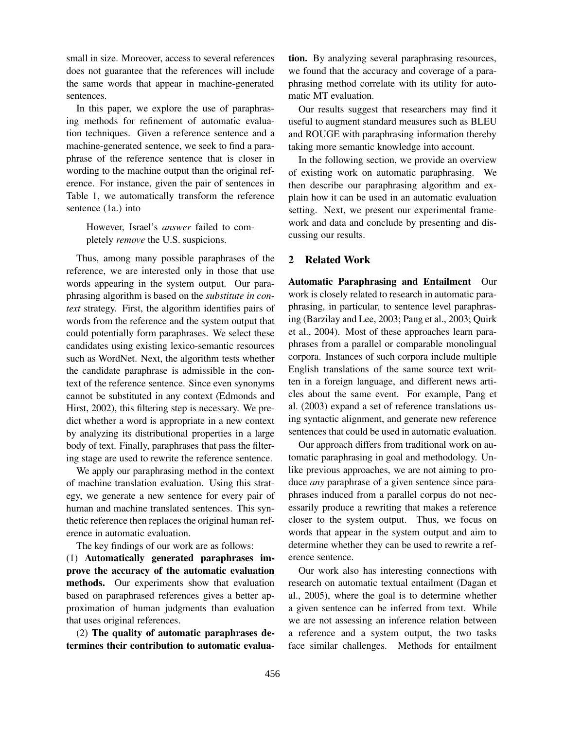small in size. Moreover, access to several references does not guarantee that the references will include the same words that appear in machine-generated sentences.

In this paper, we explore the use of paraphrasing methods for refinement of automatic evaluation techniques. Given a reference sentence and a machine-generated sentence, we seek to find a paraphrase of the reference sentence that is closer in wording to the machine output than the original reference. For instance, given the pair of sentences in Table 1, we automatically transform the reference sentence (1a.) into

> However, Israel's *answer* failed to completely *remove* the U.S. suspicions.

Thus, among many possible paraphrases of the reference, we are interested only in those that use words appearing in the system output. Our paraphrasing algorithm is based on the *substitute in context* strategy. First, the algorithm identifies pairs of words from the reference and the system output that could potentially form paraphrases. We select these candidates using existing lexico-semantic resources such as WordNet. Next, the algorithm tests whether the candidate paraphrase is admissible in the context of the reference sentence. Since even synonyms cannot be substituted in any context (Edmonds and Hirst, 2002), this filtering step is necessary. We predict whether a word is appropriate in a new context by analyzing its distributional properties in a large body of text. Finally, paraphrases that pass the filtering stage are used to rewrite the reference sentence.

We apply our paraphrasing method in the context of machine translation evaluation. Using this strategy, we generate a new sentence for every pair of human and machine translated sentences. This synthetic reference then replaces the original human reference in automatic evaluation.

The key findings of our work are as follows:

(1) **Automatically generated paraphrases improve the accuracy of the automatic evaluation methods.** Our experiments show that evaluation based on paraphrased references gives a better approximation of human judgments than evaluation that uses original references.

(2) **The quality of automatic paraphrases determines their contribution to automatic evaluation.** By analyzing several paraphrasing resources, we found that the accuracy and coverage of a paraphrasing method correlate with its utility for automatic MT evaluation.

Our results suggest that researchers may find it useful to augment standard measures such as BLEU and ROUGE with paraphrasing information thereby taking more semantic knowledge into account.

In the following section, we provide an overview of existing work on automatic paraphrasing. We then describe our paraphrasing algorithm and explain how it can be used in an automatic evaluation setting. Next, we present our experimental framework and data and conclude by presenting and discussing our results.

## 2 Related Work

**Automatic Paraphrasing and Entailment** Our work is closely related to research in automatic paraphrasing, in particular, to sentence level paraphrasing (Barzilay and Lee, 2003; Pang et al., 2003; Quirk et al., 2004). Most of these approaches learn paraphrases from a parallel or comparable monolingual corpora. Instances of such corpora include multiple English translations of the same source text written in a foreign language, and different news articles about the same event. For example, Pang et al. (2003) expand a set of reference translations using syntactic alignment, and generate new reference sentences that could be used in automatic evaluation.

Our approach differs from traditional work on automatic paraphrasing in goal and methodology. Unlike previous approaches, we are not aiming to produce *any* paraphrase of a given sentence since paraphrases induced from a parallel corpus do not necessarily produce a rewriting that makes a reference closer to the system output. Thus, we focus on words that appear in the system output and aim to determine whether they can be used to rewrite a reference sentence.

Our work also has interesting connections with research on automatic textual entailment (Dagan et al., 2005), where the goal is to determine whether a given sentence can be inferred from text. While we are not assessing an inference relation between a reference and a system output, the two tasks face similar challenges. Methods for entailment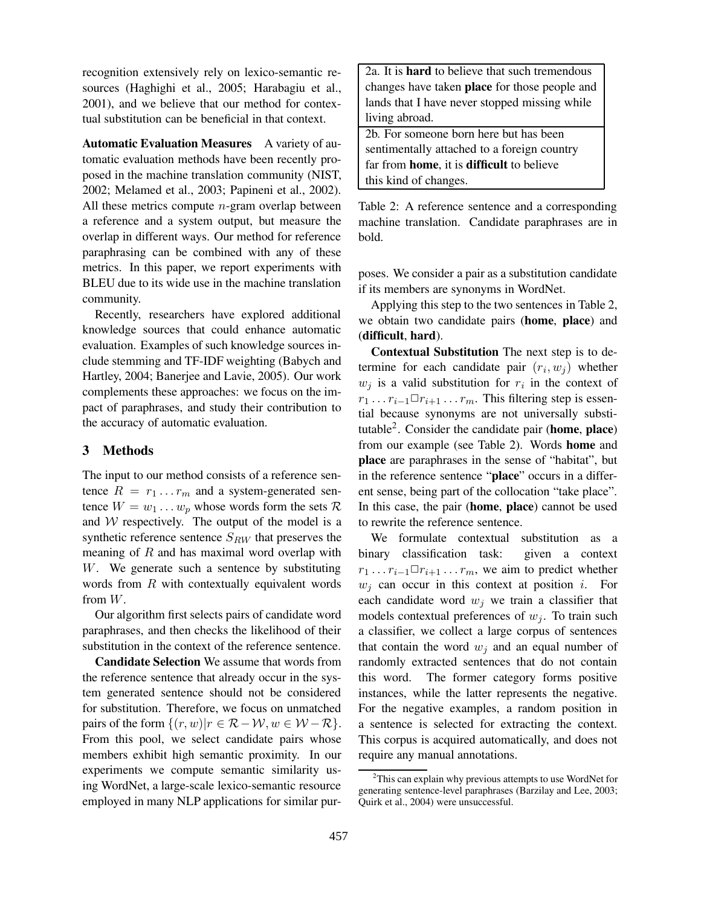recognition extensively rely on lexico-semantic resources (Haghighi et al., 2005; Harabagiu et al., 2001), and we believe that our method for contextual substitution can be beneficial in that context.

**Automatic Evaluation Measures** A variety of automatic evaluation methods have been recently proposed in the machine translation community (NIST, 2002; Melamed et al., 2003; Papineni et al., 2002). All these metrics compute $n$-gram overlap between a reference and a system output, but measure the overlap in different ways. Our method for reference paraphrasing can be combined with any of these metrics. In this paper, we report experiments with BLEU due to its wide use in the machine translation community.

Recently, researchers have explored additional knowledge sources that could enhance automatic evaluation. Examples of such knowledge sources include stemming and TF-IDF weighting (Babych and Hartley, 2004; Banerjee and Lavie, 2005). Our work complements these approaches: we focus on the impact of paraphrases, and study their contribution to the accuracy of automatic evaluation.

## 3 Methods

The input to our method consists of a reference sentence $R = r_1 \dots r_m$ and a system-generated sentence $W = w_1 \dots w_p$ whose words form the sets $\mathcal{R}$ and $\mathcal{W}$ respectively. The output of the model is a synthetic reference sentence $S_{RW}$ that preserves the meaning of $R$ and has maximal word overlap with $W$. We generate such a sentence by substituting words from $R$ with contextually equivalent words from $W$.

Our algorithm first selects pairs of candidate word paraphrases, and then checks the likelihood of their substitution in the context of the reference sentence.

**Candidate Selection** We assume that words from the reference sentence that already occur in the system generated sentence should not be considered for substitution. Therefore, we focus on unmatched pairs of the form $\{(r, w) | r \in \mathcal{R} - \mathcal{W}, w \in \mathcal{W} - \mathcal{R}\}$. From this pool, we select candidate pairs whose members exhibit high semantic proximity. In our experiments we compute semantic similarity using WordNet, a large-scale lexico-semantic resource employed in many NLP applications for similar purposes. We consider a pair as a substitution candidate if its members are synonyms in WordNet.

| |
|---|
| 2a. It is **hard** to believe that such tremendous changes have taken **place** for those people and lands that I have never stopped missing while living abroad. |
| 2b. For someone born here but has been sentimentally attached to a foreign country far from **home**, it is **difficult** to believe this kind of changes. |

Table 2: A reference sentence and a corresponding machine translation. Candidate paraphrases are in bold.

Applying this step to the two sentences in Table 2, we obtain two candidate pairs (**home**, **place**) and (**difficult**, **hard**).

**Contextual Substitution** The next step is to determine for each candidate pair $(r_i, w_j)$ whether $w_j$ is a valid substitution for $r_i$ in the context of $r_1 \dots r_{i-1} \square r_{i+1} \dots r_m$. This filtering step is essential because synonyms are not universally substitutable[2]. Consider the candidate pair (**home**, **place**) from our example (see Table 2). Words **home** and **place** are paraphrases in the sense of "habitat", but in the reference sentence "**place**" occurs in a different sense, being part of the collocation "take place". In this case, the pair (**home**, **place**) cannot be used to rewrite the reference sentence.

We formulate contextual substitution as a binary classification task: given a context $r_1 \dots r_{i-1} \square r_{i+1} \dots r_m$, we aim to predict whether $w_j$ can occur in this context at position $i$. For each candidate word $w_j$ we train a classifier that models contextual preferences of $w_j$. To train such a classifier, we collect a large corpus of sentences that contain the word $w_j$ and an equal number of randomly extracted sentences that do not contain this word. The former category forms positive instances, while the latter represents the negative. For the negative examples, a random position in a sentence is selected for extracting the context. This corpus is acquired automatically, and does not require any manual annotations.

[2] This can explain why previous attempts to use WordNet for generating sentence-level paraphrases (Barzilay and Lee, 2003; Quirk et al., 2004) were unsuccessful.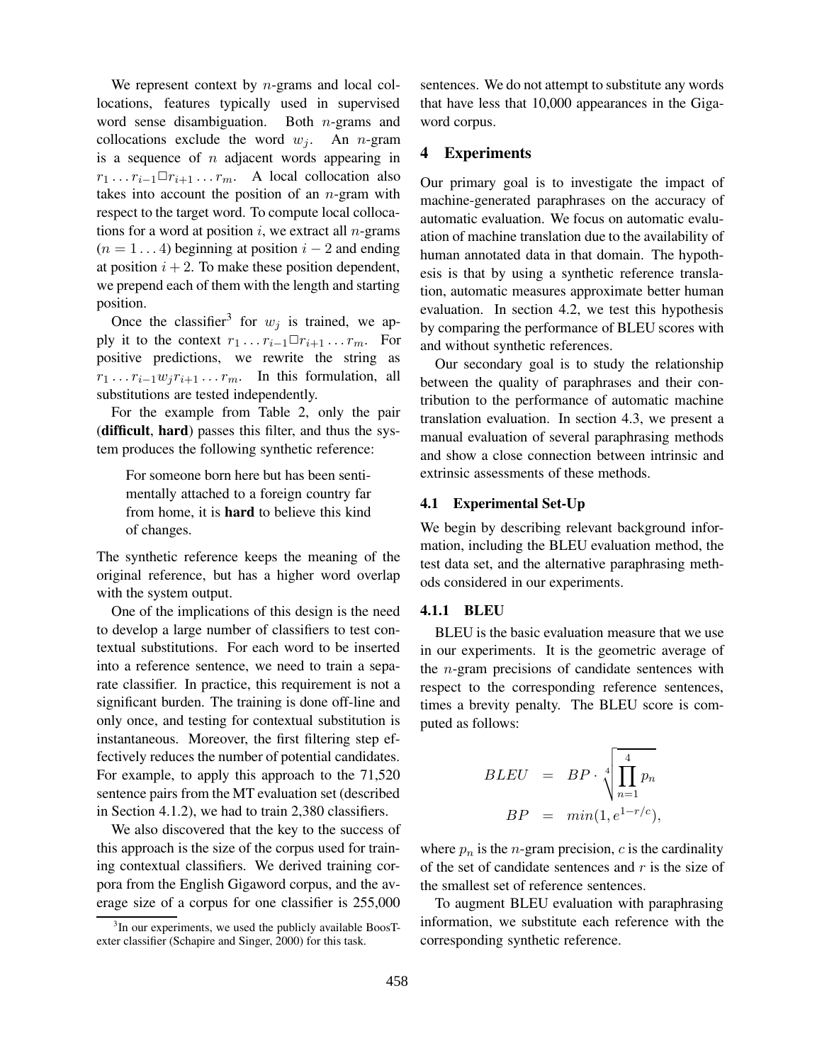We represent context by $n$-grams and local collocations, features typically used in supervised word sense disambiguation. Both $n$-grams and collocations exclude the word $w_j$. An $n$-gram is a sequence of $n$ adjacent words appearing in $r_1 \ldots r_{i-1} \Box r_{i+1} \ldots r_m$. A local collocation also takes into account the position of an $n$-gram with respect to the target word. To compute local collocations for a word at position $i$, we extract all $n$-grams ($n = 1 \ldots 4$) beginning at position $i - 2$ and ending at position $i + 2$. To make these position dependent, we prepend each of them with the length and starting position.

Once the classifier[3] for $w_j$ is trained, we apply it to the context $r_1 \ldots r_{i-1} \Box r_{i+1} \ldots r_m$. For positive predictions, we rewrite the string as $r_1 \ldots r_{i-1} w_j r_{i+1} \ldots r_m$. In this formulation, all substitutions are tested independently.

For the example from Table 2, only the pair (**difficult**, **hard**) passes this filter, and thus the system produces the following synthetic reference:

> For someone born here but has been sentimentally attached to a foreign country far from home, it is **hard** to believe this kind of changes.

The synthetic reference keeps the meaning of the original reference, but has a higher word overlap with the system output.

One of the implications of this design is the need to develop a large number of classifiers to test contextual substitutions. For each word to be inserted into a reference sentence, we need to train a separate classifier. In practice, this requirement is not a significant burden. The training is done off-line and only once, and testing for contextual substitution is instantaneous. Moreover, the first filtering step effectively reduces the number of potential candidates. For example, to apply this approach to the 71,520 sentence pairs from the MT evaluation set (described in Section 4.1.2), we had to train 2,380 classifiers.

We also discovered that the key to the success of this approach is the size of the corpus used for training contextual classifiers. We derived training corpora from the English Gigaword corpus, and the average size of a corpus for one classifier is 255,000 sentences. We do not attempt to substitute any words that have less that 10,000 appearances in the Gigaword corpus.

[3] In our experiments, we used the publicly available BoosTexter classifier (Schapire and Singer, 2000) for this task.

## 4 Experiments

Our primary goal is to investigate the impact of machine-generated paraphrases on the accuracy of automatic evaluation. We focus on automatic evaluation of machine translation due to the availability of human annotated data in that domain. The hypothesis is that by using a synthetic reference translation, automatic measures approximate better human evaluation. In section 4.2, we test this hypothesis by comparing the performance of BLEU scores with and without synthetic references.

Our secondary goal is to study the relationship between the quality of paraphrases and their contribution to the performance of automatic machine translation evaluation. In section 4.3, we present a manual evaluation of several paraphrasing methods and show a close connection between intrinsic and extrinsic assessments of these methods.

### 4.1 Experimental Set-Up

We begin by describing relevant background information, including the BLEU evaluation method, the test data set, and the alternative paraphrasing methods considered in our experiments.

#### 4.1.1 BLEU

BLEU is the basic evaluation measure that we use in our experiments. It is the geometric average of the $n$-gram precisions of candidate sentences with respect to the corresponding reference sentences, times a brevity penalty. The BLEU score is computed as follows:

$$BLEU = BP \cdot \sqrt[4]{\prod_{n=1}^{4} p_n}$$

$$BP = min(1, e^{1-r/c}),$$

where $p_n$ is the $n$-gram precision, $c$ is the cardinality of the set of candidate sentences and $r$ is the size of the smallest set of reference sentences.

To augment BLEU evaluation with paraphrasing information, we substitute each reference with the corresponding synthetic reference.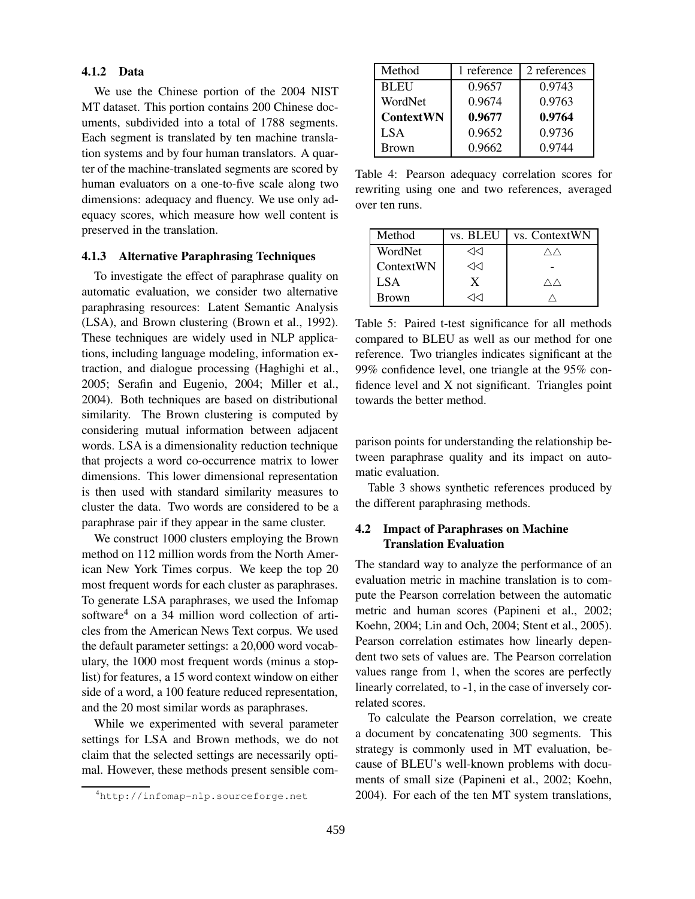#### 4.1.2 Data

We use the Chinese portion of the 2004 NIST MT dataset. This portion contains 200 Chinese documents, subdivided into a total of 1788 segments. Each segment is translated by ten machine translation systems and by four human translators. A quarter of the machine-translated segments are scored by human evaluators on a one-to-five scale along two dimensions: adequacy and fluency. We use only adequacy scores, which measure how well content is preserved in the translation.

#### 4.1.3 Alternative Paraphrasing Techniques

To investigate the effect of paraphrase quality on automatic evaluation, we consider two alternative paraphrasing resources: Latent Semantic Analysis (LSA), and Brown clustering (Brown et al., 1992). These techniques are widely used in NLP applications, including language modeling, information extraction, and dialogue processing (Haghighi et al., 2005; Serafin and Eugenio, 2004; Miller et al., 2004). Both techniques are based on distributional similarity. The Brown clustering is computed by considering mutual information between adjacent words. LSA is a dimensionality reduction technique that projects a word co-occurrence matrix to lower dimensions. This lower dimensional representation is then used with standard similarity measures to cluster the data. Two words are considered to be a paraphrase pair if they appear in the same cluster.

We construct 1000 clusters employing the Brown method on 112 million words from the North American New York Times corpus. We keep the top 20 most frequent words for each cluster as paraphrases. To generate LSA paraphrases, we used the Infomap software[4] on a 34 million word collection of articles from the American News Text corpus. We used the default parameter settings: a 20,000 word vocabulary, the 1000 most frequent words (minus a stoplist) for features, a 15 word context window on either side of a word, a 100 feature reduced representation, and the 20 most similar words as paraphrases.

While we experimented with several parameter settings for LSA and Brown methods, we do not claim that the selected settings are necessarily optimal. However, these methods present sensible comparison points for understanding the relationship between paraphrase quality and its impact on automatic evaluation.

Table 3 shows synthetic references produced by the different paraphrasing methods.

[4] http://infomap-nlp.sourceforge.net

| Method | 1 reference | 2 references |
|---|---|---|
| BLEU | 0.9657 | 0.9743 |
| WordNet | 0.9674 | 0.9763 |
| **ContextWN** | **0.9677** | **0.9764** |
| LSA | 0.9652 | 0.9736 |
| Brown | 0.9662 | 0.9744 |

Table 4: Pearson adequacy correlation scores for rewriting using one and two references, averaged over ten runs.

| Method | vs. BLEU | vs. ContextWN |
|---|---|---|
| WordNet | ◁◁ | △△ |
| ContextWN | ◁◁ | - |
| LSA | X | △△ |
| Brown | ◁◁ | △ |

Table 5: Paired t-test significance for all methods compared to BLEU as well as our method for one reference. Two triangles indicates significant at the 99% confidence level, one triangle at the 95% confidence level and X not significant. Triangles point towards the better method.

### 4.2 Impact of Paraphrases on Machine Translation Evaluation

The standard way to analyze the performance of an evaluation metric in machine translation is to compute the Pearson correlation between the automatic metric and human scores (Papineni et al., 2002; Koehn, 2004; Lin and Och, 2004; Stent et al., 2005). Pearson correlation estimates how linearly dependent two sets of values are. The Pearson correlation values range from 1, when the scores are perfectly linearly correlated, to -1, in the case of inversely correlated scores.

To calculate the Pearson correlation, we create a document by concatenating 300 segments. This strategy is commonly used in MT evaluation, because of BLEU's well-known problems with documents of small size (Papineni et al., 2002; Koehn, 2004). For each of the ten MT system translations,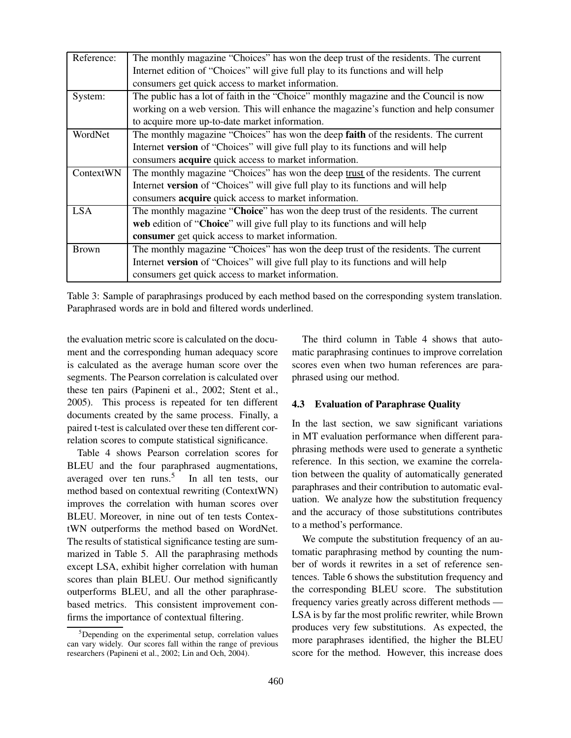| Reference: | The monthly magazine "Choices" has won the deep trust of the residents. The current Internet edition of "Choices" will give full play to its functions and will help consumers get quick access to market information. |
|---|---|
| System: | The public has a lot of faith in the "Choice" monthly magazine and the Council is now working on a web version. This will enhance the magazine's function and help consumer to acquire more up-to-date market information. |
| WordNet | The monthly magazine "Choices" has won the deep **faith** of the residents. The current Internet **version** of "Choices" will give full play to its functions and will help consumers **acquire** quick access to market information. |
| ContextWN | The monthly magazine "Choices" has won the deep <u>trust</u> of the residents. The current Internet **version** of "Choices" will give full play to its functions and will help consumers **acquire** quick access to market information. |
| LSA | The monthly magazine "**Choice**" has won the deep trust of the residents. The current **web** edition of "**Choice**" will give full play to its functions and will help **consumer** get quick access to market information. |
| Brown | The monthly magazine "Choices" has won the deep trust of the residents. The current Internet **version** of "Choices" will give full play to its functions and will help consumers get quick access to market information. |

Table 3: Sample of paraphrasings produced by each method based on the corresponding system translation. Paraphrased words are in bold and filtered words underlined.

the evaluation metric score is calculated on the document and the corresponding human adequacy score is calculated as the average human score over the segments. The Pearson correlation is calculated over these ten pairs (Papineni et al., 2002; Stent et al., 2005). This process is repeated for ten different documents created by the same process. Finally, a paired t-test is calculated over these ten different correlation scores to compute statistical significance.

Table 4 shows Pearson correlation scores for BLEU and the four paraphrased augmentations, averaged over ten runs.[5] In all ten tests, our method based on contextual rewriting (ContextWN) improves the correlation with human scores over BLEU. Moreover, in nine out of ten tests ContextWN outperforms the method based on WordNet. The results of statistical significance testing are summarized in Table 5. All the paraphrasing methods except LSA, exhibit higher correlation with human scores than plain BLEU. Our method significantly outperforms BLEU, and all the other paraphrase-based metrics. This consistent improvement confirms the importance of contextual filtering.

[5]Depending on the experimental setup, correlation values can vary widely. Our scores fall within the range of previous researchers (Papineni et al., 2002; Lin and Och, 2004).

The third column in Table 4 shows that automatic paraphrasing continues to improve correlation scores even when two human references are paraphrased using our method.

### 4.3 Evaluation of Paraphrase Quality

In the last section, we saw significant variations in MT evaluation performance when different paraphrasing methods were used to generate a synthetic reference. In this section, we examine the correlation between the quality of automatically generated paraphrases and their contribution to automatic evaluation. We analyze how the substitution frequency and the accuracy of those substitutions contributes to a method's performance.

We compute the substitution frequency of an automatic paraphrasing method by counting the number of words it rewrites in a set of reference sentences. Table 6 shows the substitution frequency and the corresponding BLEU score. The substitution frequency varies greatly across different methods — LSA is by far the most prolific rewriter, while Brown produces very few substitutions. As expected, the more paraphrases identified, the higher the BLEU score for the method. However, this increase does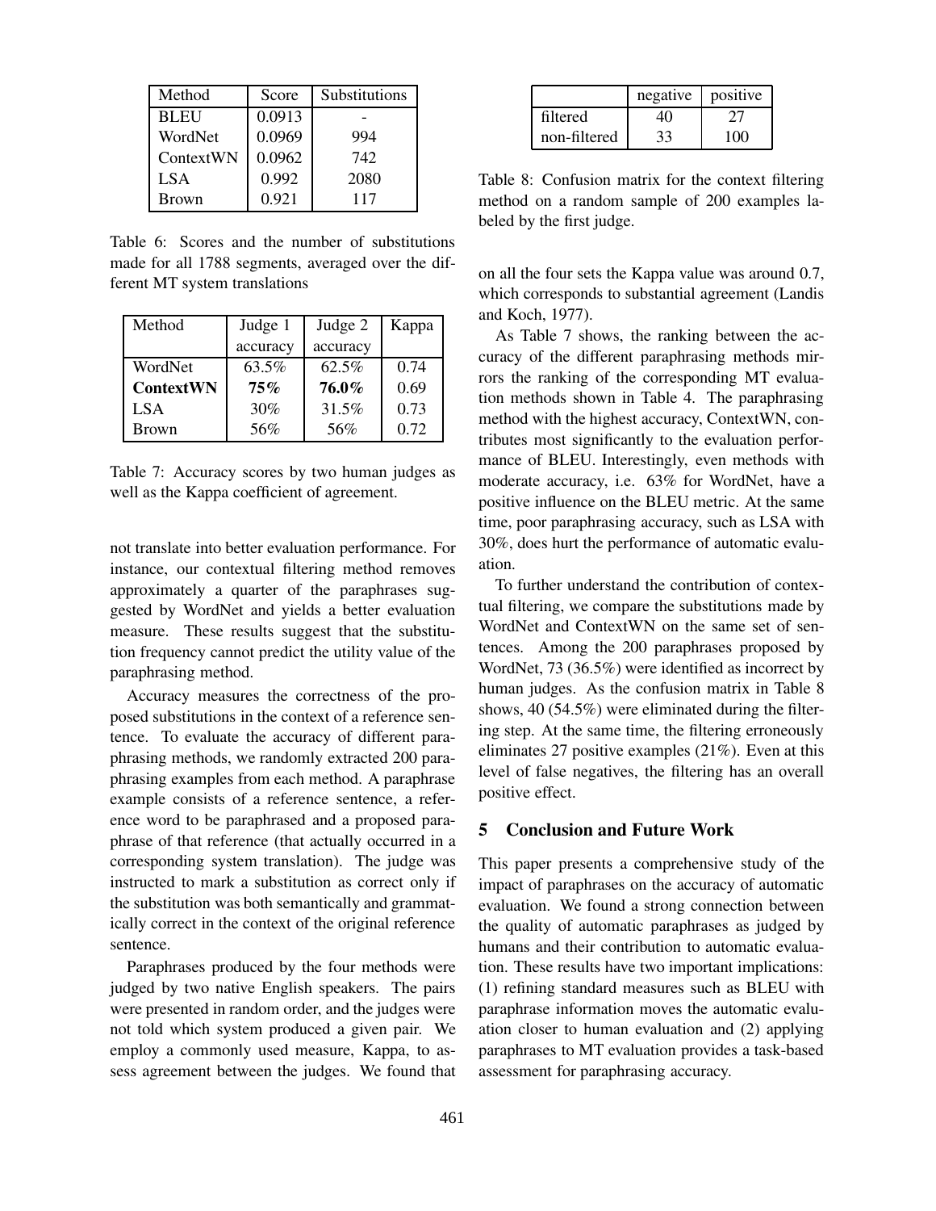| Method | Score | Substitutions |
|---|---|---|
| BLEU | 0.0913 | - |
| WordNet | 0.0969 | 994 |
| ContextWN | 0.0962 | 742 |
| LSA | 0.992 | 2080 |
| Brown | 0.921 | 117 |

Table 6: Scores and the number of substitutions made for all 1788 segments, averaged over the different MT system translations

| Method | Judge 1 accuracy | Judge 2 accuracy | Kappa |
|---|---|---|---|
| WordNet | 63.5% | 62.5% | 0.74 |
| **ContextWN** | **75%** | **76.0%** | 0.69 |
| LSA | 30% | 31.5% | 0.73 |
| Brown | 56% | 56% | 0.72 |

Table 7: Accuracy scores by two human judges as well as the Kappa coefficient of agreement.

not translate into better evaluation performance. For instance, our contextual filtering method removes approximately a quarter of the paraphrases suggested by WordNet and yields a better evaluation measure. These results suggest that the substitution frequency cannot predict the utility value of the paraphrasing method.

Accuracy measures the correctness of the proposed substitutions in the context of a reference sentence. To evaluate the accuracy of different paraphrasing methods, we randomly extracted 200 paraphrasing examples from each method. A paraphrase example consists of a reference sentence, a reference word to be paraphrased and a proposed paraphrase of that reference (that actually occurred in a corresponding system translation). The judge was instructed to mark a substitution as correct only if the substitution was both semantically and grammatically correct in the context of the original reference sentence.

Paraphrases produced by the four methods were judged by two native English speakers. The pairs were presented in random order, and the judges were not told which system produced a given pair. We employ a commonly used measure, Kappa, to assess agreement between the judges. We found that

| | negative | positive |
|---|---|---|
| filtered | 40 | 27 |
| non-filtered | 33 | 100 |

Table 8: Confusion matrix for the context filtering method on a random sample of 200 examples labeled by the first judge.

on all the four sets the Kappa value was around 0.7, which corresponds to substantial agreement (Landis and Koch, 1977).

As Table 7 shows, the ranking between the accuracy of the different paraphrasing methods mirrors the ranking of the corresponding MT evaluation methods shown in Table 4. The paraphrasing method with the highest accuracy, ContextWN, contributes most significantly to the evaluation performance of BLEU. Interestingly, even methods with moderate accuracy, i.e. 63% for WordNet, have a positive influence on the BLEU metric. At the same time, poor paraphrasing accuracy, such as LSA with 30%, does hurt the performance of automatic evaluation.

To further understand the contribution of contextual filtering, we compare the substitutions made by WordNet and ContextWN on the same set of sentences. Among the 200 paraphrases proposed by WordNet, 73 (36.5%) were identified as incorrect by human judges. As the confusion matrix in Table 8 shows, 40 (54.5%) were eliminated during the filtering step. At the same time, the filtering erroneously eliminates 27 positive examples (21%). Even at this level of false negatives, the filtering has an overall positive effect.

## 5 Conclusion and Future Work

This paper presents a comprehensive study of the impact of paraphrases on the accuracy of automatic evaluation. We found a strong connection between the quality of automatic paraphrases as judged by humans and their contribution to automatic evaluation. These results have two important implications: (1) refining standard measures such as BLEU with paraphrase information moves the automatic evaluation closer to human evaluation and (2) applying paraphrases to MT evaluation provides a task-based assessment for paraphrasing accuracy.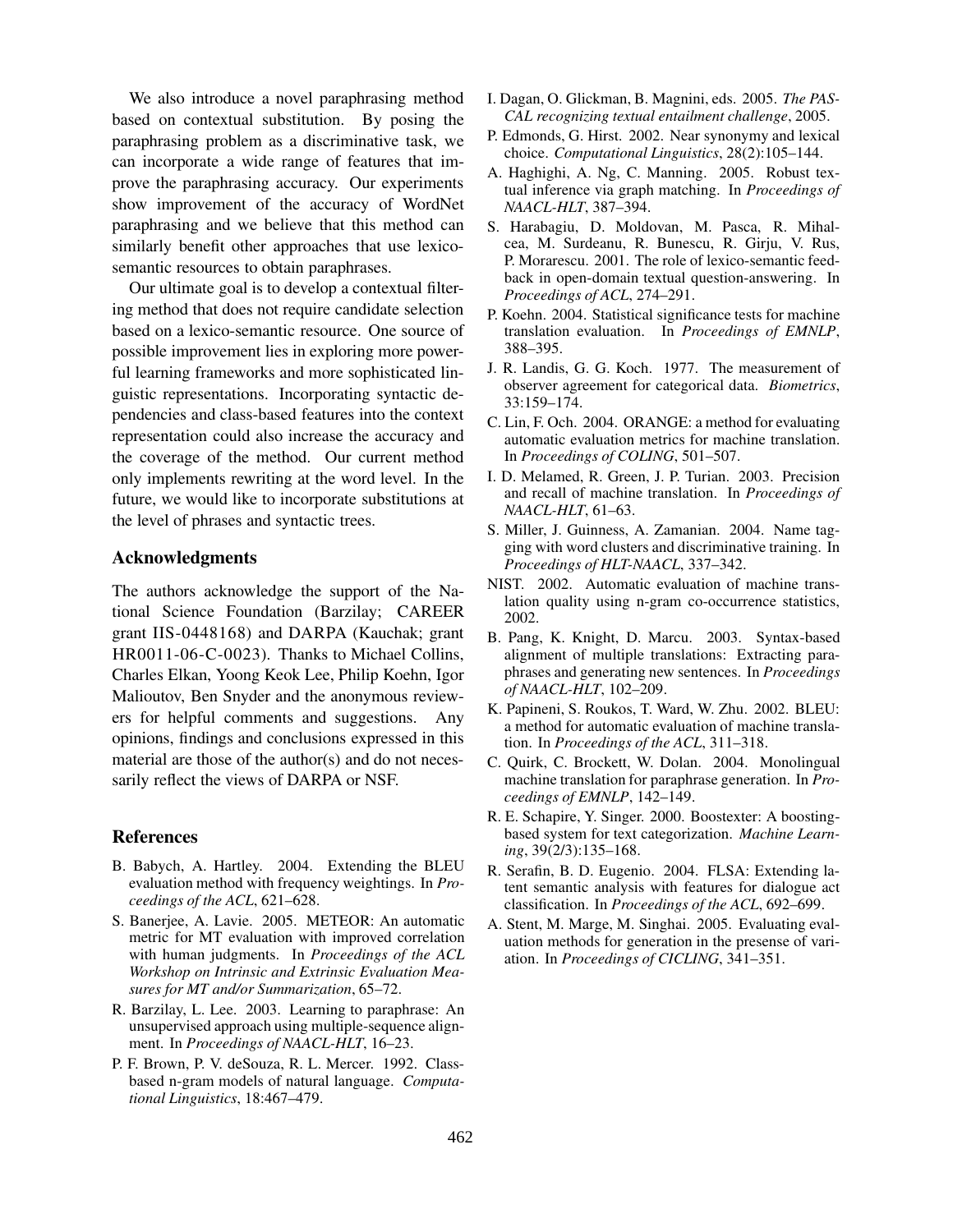We also introduce a novel paraphrasing method based on contextual substitution. By posing the paraphrasing problem as a discriminative task, we can incorporate a wide range of features that improve the paraphrasing accuracy. Our experiments show improvement of the accuracy of WordNet paraphrasing and we believe that this method can similarly benefit other approaches that use lexico-semantic resources to obtain paraphrases.

Our ultimate goal is to develop a contextual filtering method that does not require candidate selection based on a lexico-semantic resource. One source of possible improvement lies in exploring more powerful learning frameworks and more sophisticated linguistic representations. Incorporating syntactic dependencies and class-based features into the context representation could also increase the accuracy and the coverage of the method. Our current method only implements rewriting at the word level. In the future, we would like to incorporate substitutions at the level of phrases and syntactic trees.

## Acknowledgments

The authors acknowledge the support of the National Science Foundation (Barzilay; CAREER grant IIS-0448168) and DARPA (Kauchak; grant HR0011-06-C-0023). Thanks to Michael Collins, Charles Elkan, Yoong Keok Lee, Philip Koehn, Igor Malioutov, Ben Snyder and the anonymous reviewers for helpful comments and suggestions. Any opinions, findings and conclusions expressed in this material are those of the author(s) and do not necessarily reflect the views of DARPA or NSF.

## References

B. Babych, A. Hartley. 2004. Extending the BLEU evaluation method with frequency weightings. In *Proceedings of the ACL*, 621–628.

S. Banerjee, A. Lavie. 2005. METEOR: An automatic metric for MT evaluation with improved correlation with human judgments. In *Proceedings of the ACL Workshop on Intrinsic and Extrinsic Evaluation Measures for MT and/or Summarization*, 65–72.

R. Barzilay, L. Lee. 2003. Learning to paraphrase: An unsupervised approach using multiple-sequence alignment. In *Proceedings of NAACL-HLT*, 16–23.

P. F. Brown, P. V. deSouza, R. L. Mercer. 1992. Class-based n-gram models of natural language. *Computational Linguistics*, 18:467–479.

I. Dagan, O. Glickman, B. Magnini, eds. 2005. *The PASCAL recognizing textual entailment challenge*, 2005.

P. Edmonds, G. Hirst. 2002. Near synonymy and lexical choice. *Computational Linguistics*, 28(2):105–144.

A. Haghighi, A. Ng, C. Manning. 2005. Robust textual inference via graph matching. In *Proceedings of NAACL-HLT*, 387–394.

S. Harabagiu, D. Moldovan, M. Pasca, R. Mihalcea, M. Surdeanu, R. Bunescu, R. Girju, V. Rus, P. Morarescu. 2001. The role of lexico-semantic feedback in open-domain textual question-answering. In *Proceedings of ACL*, 274–291.

P. Koehn. 2004. Statistical significance tests for machine translation evaluation. In *Proceedings of EMNLP*, 388–395.

J. R. Landis, G. G. Koch. 1977. The measurement of observer agreement for categorical data. *Biometrics*, 33:159–174.

C. Lin, F. Och. 2004. ORANGE: a method for evaluating automatic evaluation metrics for machine translation. In *Proceedings of COLING*, 501–507.

I. D. Melamed, R. Green, J. P. Turian. 2003. Precision and recall of machine translation. In *Proceedings of NAACL-HLT*, 61–63.

S. Miller, J. Guinness, A. Zamanian. 2004. Name tagging with word clusters and discriminative training. In *Proceedings of HLT-NAACL*, 337–342.

NIST. 2002. Automatic evaluation of machine translation quality using n-gram co-occurrence statistics, 2002.

B. Pang, K. Knight, D. Marcu. 2003. Syntax-based alignment of multiple translations: Extracting paraphrases and generating new sentences. In *Proceedings of NAACL-HLT*, 102–209.

K. Papineni, S. Roukos, T. Ward, W. Zhu. 2002. BLEU: a method for automatic evaluation of machine translation. In *Proceedings of the ACL*, 311–318.

C. Quirk, C. Brockett, W. Dolan. 2004. Monolingual machine translation for paraphrase generation. In *Proceedings of EMNLP*, 142–149.

R. E. Schapire, Y. Singer. 2000. Boostexter: A boosting-based system for text categorization. *Machine Learning*, 39(2/3):135–168.

R. Serafin, B. D. Eugenio. 2004. FLSA: Extending latent semantic analysis with features for dialogue act classification. In *Proceedings of the ACL*, 692–699.

A. Stent, M. Marge, M. Singhai. 2005. Evaluating evaluation methods for generation in the presense of variation. In *Proceedings of CICLING*, 341–351.